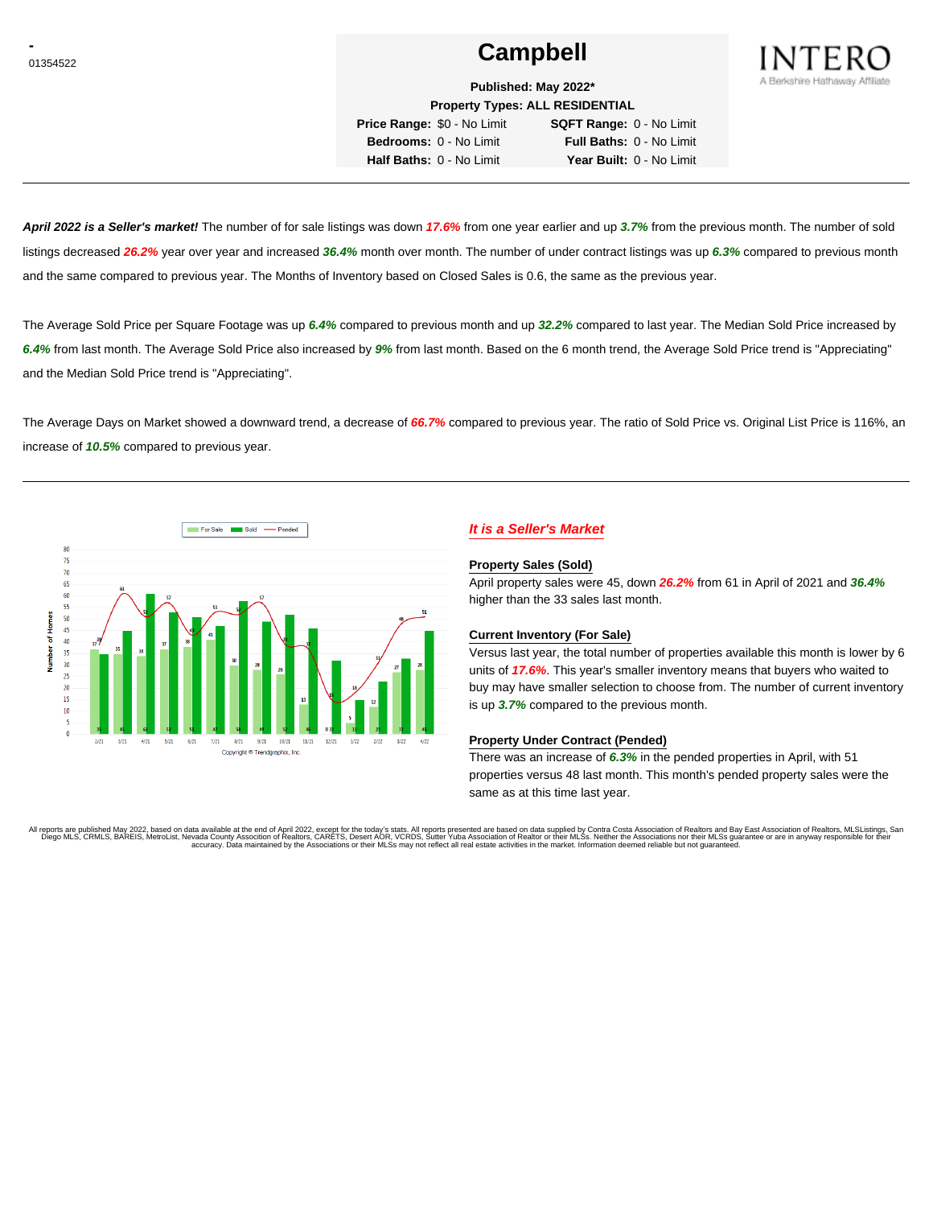-
01354522

# Campbell

INTERO
A Berkshire Hathaway Affiliate

**Published: May 2022***

**Property Types: ALL RESIDENTIAL**

| | | | |
|---|---|---|---|
| **Price Range:** | $0 - No Limit | **SQFT Range:** | 0 - No Limit |
| **Bedrooms:** | 0 - No Limit | **Full Baths:** | 0 - No Limit |
| **Half Baths:** | 0 - No Limit | **Year Built:** | 0 - No Limit |

***April 2022 is a Seller's market!*** The number of for sale listings was down ***17.6%*** from one year earlier and up ***3.7%*** from the previous month. The number of sold listings decreased ***26.2%*** year over year and increased ***36.4%*** month over month. The number of under contract listings was up ***6.3%*** compared to previous month and the same compared to previous year. The Months of Inventory based on Closed Sales is 0.6, the same as the previous year.

The Average Sold Price per Square Footage was up ***6.4%*** compared to previous month and up ***32.2%*** compared to last year. The Median Sold Price increased by ***6.4%*** from last month. The Average Sold Price also increased by ***9%*** from last month. Based on the 6 month trend, the Average Sold Price trend is "Appreciating" and the Median Sold Price trend is "Appreciating".

The Average Days on Market showed a downward trend, a decrease of ***66.7%*** compared to previous year. The ratio of Sold Price vs. Original List Price is 116%, an increase of ***10.5%*** compared to previous year.

## *It is a Seller's Market*

### Property Sales (Sold)

April property sales were 45, down ***26.2%*** from 61 in April of 2021 and ***36.4%*** higher than the 33 sales last month.

### Current Inventory (For Sale)

Versus last year, the total number of properties available this month is lower by 6 units of ***17.6%***. This year's smaller inventory means that buyers who waited to buy may have smaller selection to choose from. The number of current inventory is up ***3.7%*** compared to the previous month.

### Property Under Contract (Pended)

There was an increase of ***6.3%*** in the pended properties in April, with 51 properties versus 48 last month. This month's pended property sales were the same as at this time last year.

All reports are published May 2022, based on data available at the end of April 2022, except for the today's stats. All reports presented are based on data supplied by Contra Costa Association of Realtors and Bay East Association of Realtors, MLSListings, San Diego MLS, CRMLS, BAREIS, MetroList, Nevada County Association of Realtors, CARETS, Desert AOR, VCRDS, Sutter Yuba Association of Realtor or their MLSs. Neither the Associations nor their MLSs guarantee or are in anyway responsible for their accuracy. Data maintained by the Associations or their MLSs may not reflect all real estate activities in the market. Information deemed reliable but not guaranteed.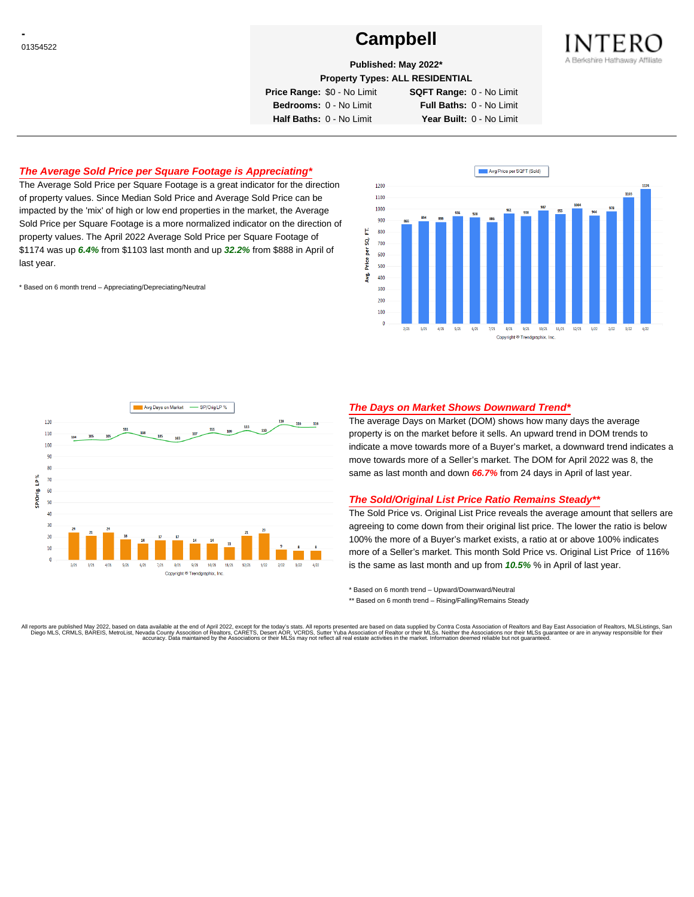# Campbell

\- 01354522

**Published: May 2022***

**Property Types: ALL RESIDENTIAL**

**Price Range:** $0 - No Limit **SQFT Range:** 0 - No Limit
**Bedrooms:** 0 - No Limit **Full Baths:** 0 - No Limit
**Half Baths:** 0 - No Limit **Year Built:** 0 - No Limit

INTERO
A Berkshire Hathaway Affiliate

## *The Average Sold Price per Square Footage is Appreciating**

The Average Sold Price per Square Footage is a great indicator for the direction of property values. Since Median Sold Price and Average Sold Price can be impacted by the 'mix' of high or low end properties in the market, the Average Sold Price per Square Footage is a more normalized indicator on the direction of property values. The April 2022 Average Sold Price per Square Footage of $1174 was up ***6.4%*** from $1103 last month and up ***32.2%*** from $888 in April of last year.

\* Based on 6 month trend – Appreciating/Depreciating/Neutral

| Month | Avg Price per SQFT (Sold) |
|---|---|
| 2/21 | 865 |
| 3/21 | 894 |
| 4/21 | 888 |
| 5/21 | 936 |
| 6/21 | 928 |
| 7/21 | 886 |
| 8/21 | 961 |
| 9/21 | 938 |
| 10/21 | 987 |
| 11/21 | 955 |
| 12/21 | 1004 |
| 1/22 | 944 |
| 2/22 | 978 |
| 3/22 | 1103 |
| 4/22 | 1174 |

Copyright © Trendgraphix, Inc.

| Month | Avg Days on Market | SP/Orig LP % |
|---|---|---|
| 2/21 | 24 | 104 |
| 3/21 | 21 | 105 |
| 4/21 | 24 | 105 |
| 5/21 | 18 | 111 |
| 6/21 | 14 | 108 |
| 7/21 | 17 | 105 |
| 8/21 | 17 | 103 |
| 9/21 | 14 | 107 |
| 10/21 | 14 | 111 |
| 11/21 | 11 | 109 |
| 12/21 | 21 | 113 |
| 1/22 | 23 | 110 |
| 2/22 | 9 | 118 |
| 3/22 | 8 | 116 |
| 4/22 | 8 | 116 |

Copyright © Trendgraphix, Inc.

## *The Days on Market Shows Downward Trend**

The average Days on Market (DOM) shows how many days the average property is on the market before it sells. An upward trend in DOM trends to indicate a move towards more of a Buyer's market, a downward trend indicates a move towards more of a Seller's market. The DOM for April 2022 was 8, the same as last month and down ***66.7%*** from 24 days in April of last year.

## *The Sold/Original List Price Ratio Remains Steady***

The Sold Price vs. Original List Price reveals the average amount that sellers are agreeing to come down from their original list price. The lower the ratio is below 100% the more of a Buyer's market exists, a ratio at or above 100% indicates more of a Seller's market. This month Sold Price vs. Original List Price of 116% is the same as last month and up from ***10.5%*** % in April of last year.

\* Based on 6 month trend – Upward/Downward/Neutral

\*\* Based on 6 month trend – Rising/Falling/Remains Steady

All reports are published May 2022, based on data available at the end of April 2022, except for the today's stats. All reports presented are based on data supplied by Contra Costa Association of Realtors and Bay East Association of Realtors, MLSListings, San Diego MLS, CRMLS, BAREIS, MetroList, Nevada County Association of Realtors, CARETS, Desert AOR, VCRDS, Sutter Yuba Association of Realtor or their MLSs. Neither the Associations nor their MLSs guarantee or are in anyway responsible for their accuracy. Data maintained by the Associations or their MLSs may not reflect all real estate activities in the market. Information deemed reliable but not guaranteed.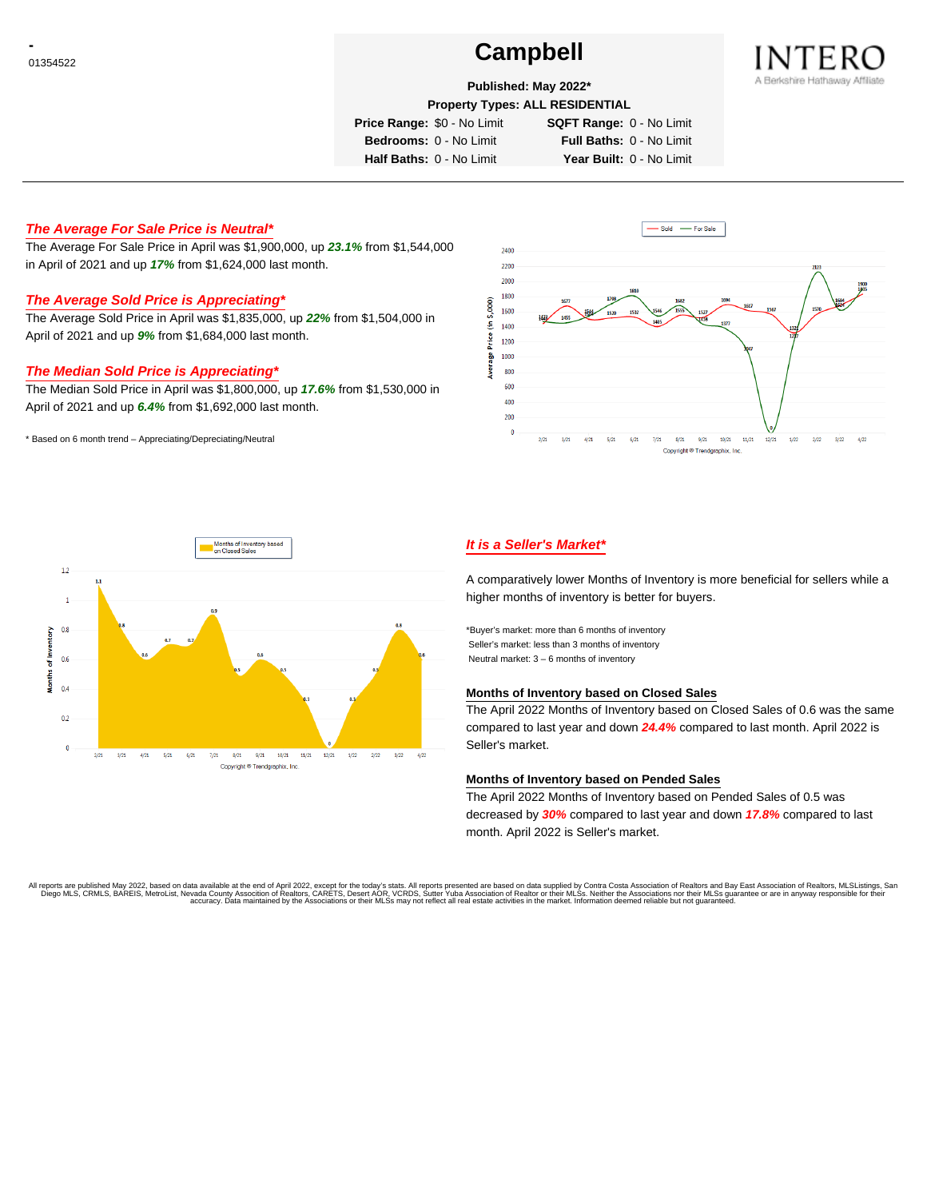-
01354522

# Campbell

**Published: May 2022***
**Property Types: ALL RESIDENTIAL**

| | | | |
|---|---|---|---|
| **Price Range:** | $0 - No Limit | **SQFT Range:** | 0 - No Limit |
| **Bedrooms:** | 0 - No Limit | **Full Baths:** | 0 - No Limit |
| **Half Baths:** | 0 - No Limit | **Year Built:** | 0 - No Limit |

INTERO
A Berkshire Hathaway Affiliate

---

### *The Average For Sale Price is Neutral**

The Average For Sale Price in April was $1,900,000, up ***23.1%*** from $1,544,000 in April of 2021 and up ***17%*** from $1,624,000 last month.

### *The Average Sold Price is Appreciating**

The Average Sold Price in April was $1,835,000, up ***22%*** from $1,504,000 in April of 2021 and up ***9%*** from $1,684,000 last month.

### *The Median Sold Price is Appreciating**

The Median Sold Price in April was $1,800,000, up ***17.6%*** from $1,530,000 in April of 2021 and up ***6.4%*** from $1,692,000 last month.

\* Based on 6 month trend – Appreciating/Depreciating/Neutral

### *It is a Seller's Market**

A comparatively lower Months of Inventory is more beneficial for sellers while a higher months of inventory is better for buyers.

*Buyer's market: more than 6 months of inventory
Seller's market: less than 3 months of inventory
Neutral market: 3 – 6 months of inventory

#### Months of Inventory based on Closed Sales

The April 2022 Months of Inventory based on Closed Sales of 0.6 was the same compared to last year and down ***24.4%*** compared to last month. April 2022 is Seller's market.

#### Months of Inventory based on Pended Sales

The April 2022 Months of Inventory based on Pended Sales of 0.5 was decreased by ***30%*** compared to last year and down ***17.8%*** compared to last month. April 2022 is Seller's market.

All reports are published May 2022, based on data available at the end of April 2022, except for the today's stats. All reports presented are based on data supplied by Contra Costa Association of Realtors and Bay East Association of Realtors, MLSListings, San Diego MLS, CRMLS, BAREIS, MetroList, Nevada County Association of Realtors, CARETS, Desert AOR, VCRDS, Sutter Yuba Association of Realtor or their MLSs. Neither the Associations nor their MLSs guarantee or are in anyway responsible for their accuracy. Data maintained by the Associations or their MLSs may not reflect all real estate activities in the market. Information deemed reliable but not guaranteed.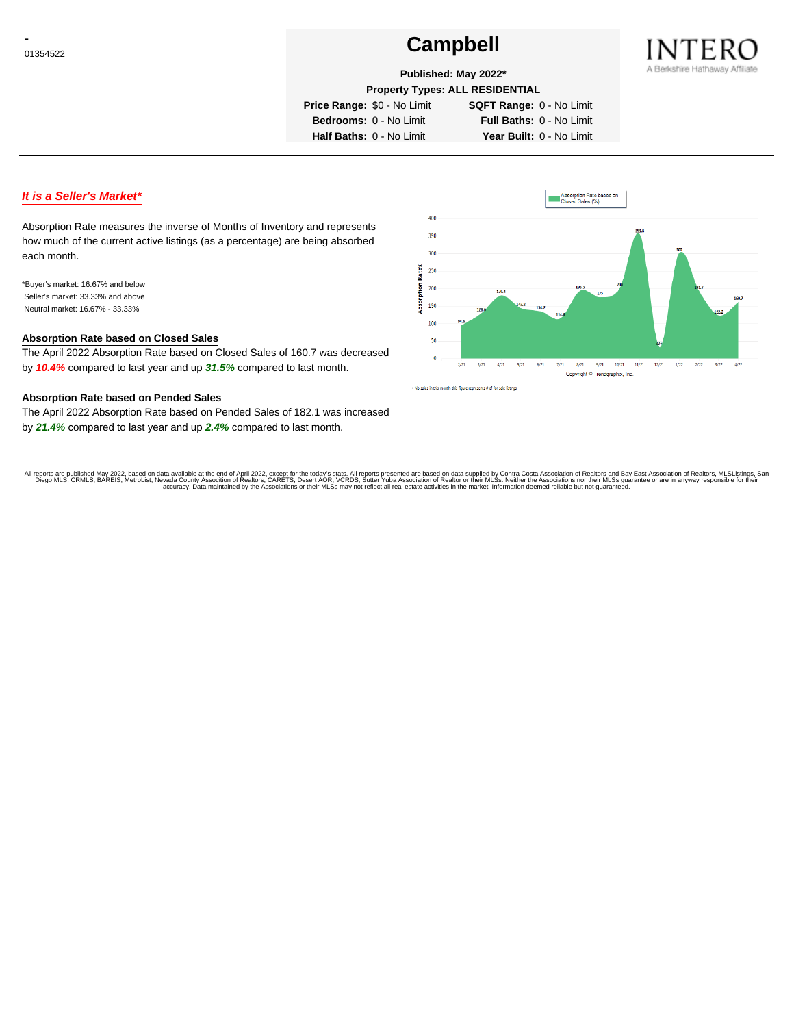-
01354522

# Campbell

INTERO
A Berkshire Hathaway Affiliate

**Published: May 2022***

**Property Types: ALL RESIDENTIAL**

**Price Range:** $0 - No Limit **SQFT Range:** 0 - No Limit
**Bedrooms:** 0 - No Limit **Full Baths:** 0 - No Limit
**Half Baths:** 0 - No Limit **Year Built:** 0 - No Limit

---

## *It is a Seller's Market**

Absorption Rate measures the inverse of Months of Inventory and represents how much of the current active listings (as a percentage) are being absorbed each month.

*Buyer's market: 16.67% and below
Seller's market: 33.33% and above
Neutral market: 16.67% - 33.33%

### Absorption Rate based on Closed Sales

The April 2022 Absorption Rate based on Closed Sales of 160.7 was decreased by ***10.4%*** compared to last year and up ***31.5%*** compared to last month.

### Absorption Rate based on Pended Sales

The April 2022 Absorption Rate based on Pended Sales of 182.1 was increased by ***21.4%*** compared to last year and up ***2.4%*** compared to last month.

Absorption Rate based on Closed Sales (%)

Absorption Rate%

400
350
300
250
200
150
100
50
0

96.6
128.6
178.4
143.2
134.2
114.8
193.3
175
200
353.8
32
300
191.7
122.2
160.7

2/21 3/21 4/21 5/21 6/21 7/21 8/21 9/21 10/21 11/21 12/21 1/22 2/22 3/22 4/22

Copyright © Trendgraphix, Inc.

* No sales in this month this figure represents # of for sale listings

All reports are published May 2022, based on data available at the end of April 2022, except for the today's stats. All reports presented are based on data supplied by Contra Costa Association of Realtors and Bay East Association of Realtors, MLSListings, San Diego MLS, CRMLS, BAREIS, MetroList, Nevada County Association of Realtors, CARETS, Desert AOR, VCRDS, Sutter Yuba Association of Realtor or their MLSs. Neither the Associations nor their MLSs guarantee or are in anyway responsible for their accuracy. Data maintained by the Associations or their MLSs may not reflect all real estate activities in the market. Information deemed reliable but not guaranteed.